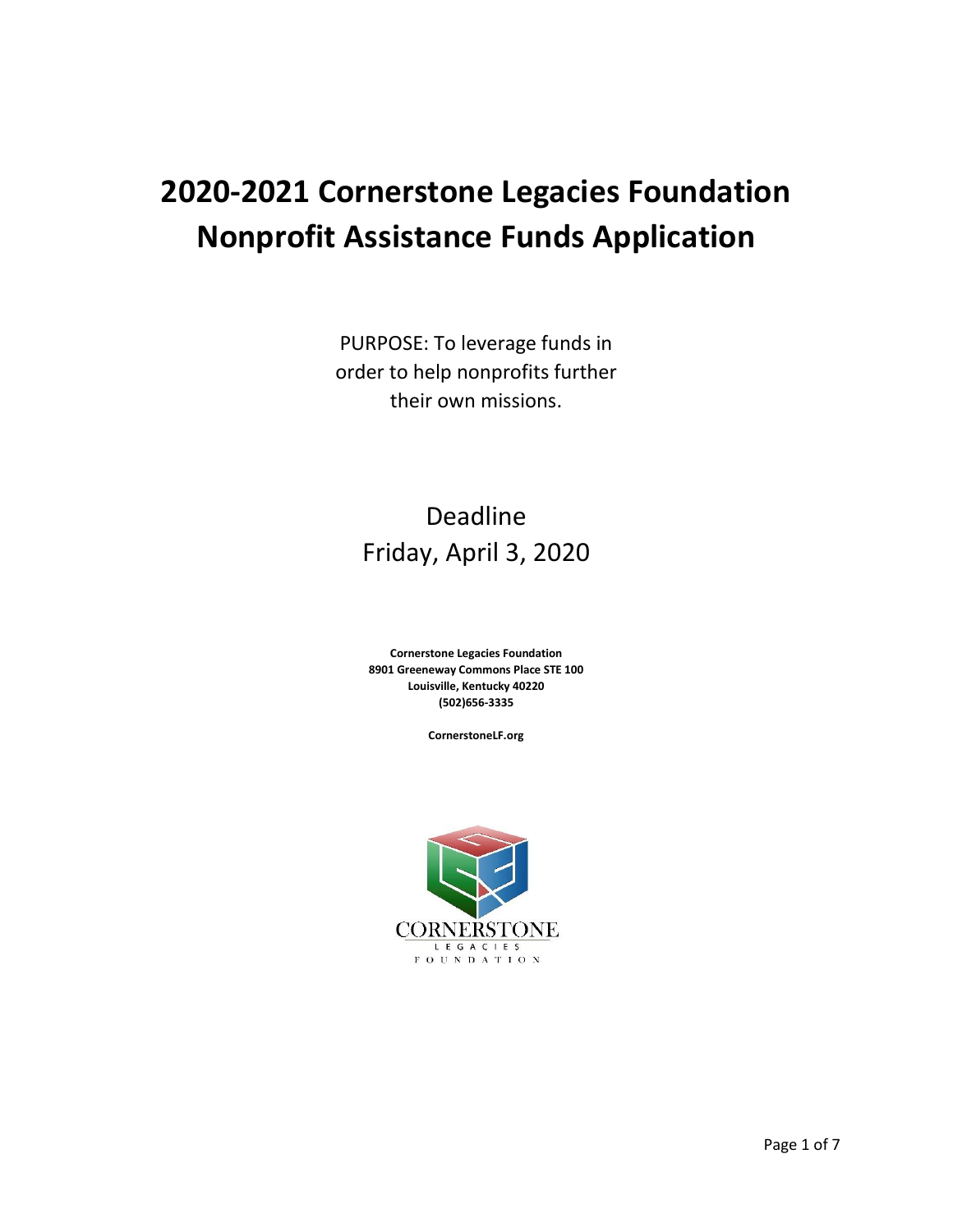# 2020-2021 Cornerstone Legacies Foundation Nonprofit Assistance Funds Application

PURPOSE: To leverage funds in order to help nonprofits further their own missions.

Deadline
Friday, April 3, 2020

**Cornerstone Legacies Foundation**
**8901 Greeneway Commons Place STE 100**
**Louisville, Kentucky 40220**
**(502)656-3335**

**CornerstoneLF.org**

CORNERSTONE
LEGACIES
FOUNDATION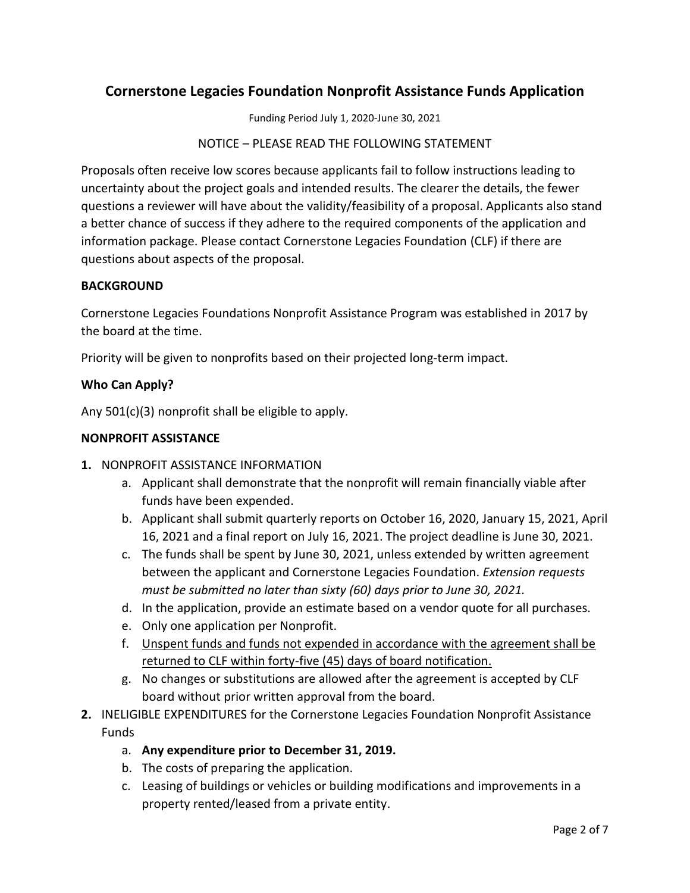# Cornerstone Legacies Foundation Nonprofit Assistance Funds Application

Funding Period July 1, 2020-June 30, 2021

NOTICE – PLEASE READ THE FOLLOWING STATEMENT

Proposals often receive low scores because applicants fail to follow instructions leading to uncertainty about the project goals and intended results. The clearer the details, the fewer questions a reviewer will have about the validity/feasibility of a proposal. Applicants also stand a better chance of success if they adhere to the required components of the application and information package. Please contact Cornerstone Legacies Foundation (CLF) if there are questions about aspects of the proposal.

**BACKGROUND**

Cornerstone Legacies Foundations Nonprofit Assistance Program was established in 2017 by the board at the time.

Priority will be given to nonprofits based on their projected long-term impact.

**Who Can Apply?**

Any 501(c)(3) nonprofit shall be eligible to apply.

**NONPROFIT ASSISTANCE**

1. NONPROFIT ASSISTANCE INFORMATION
   a. Applicant shall demonstrate that the nonprofit will remain financially viable after funds have been expended.
   b. Applicant shall submit quarterly reports on October 16, 2020, January 15, 2021, April 16, 2021 and a final report on July 16, 2021. The project deadline is June 30, 2021.
   c. The funds shall be spent by June 30, 2021, unless extended by written agreement between the applicant and Cornerstone Legacies Foundation. *Extension requests must be submitted no later than sixty (60) days prior to June 30, 2021.*
   d. In the application, provide an estimate based on a vendor quote for all purchases.
   e. Only one application per Nonprofit.
   f. <u>Unspent funds and funds not expended in accordance with the agreement shall be returned to CLF within forty-five (45) days of board notification.</u>
   g. No changes or substitutions are allowed after the agreement is accepted by CLF board without prior written approval from the board.
2. INELIGIBLE EXPENDITURES for the Cornerstone Legacies Foundation Nonprofit Assistance Funds
   a. **Any expenditure prior to December 31, 2019.**
   b. The costs of preparing the application.
   c. Leasing of buildings or vehicles or building modifications and improvements in a property rented/leased from a private entity.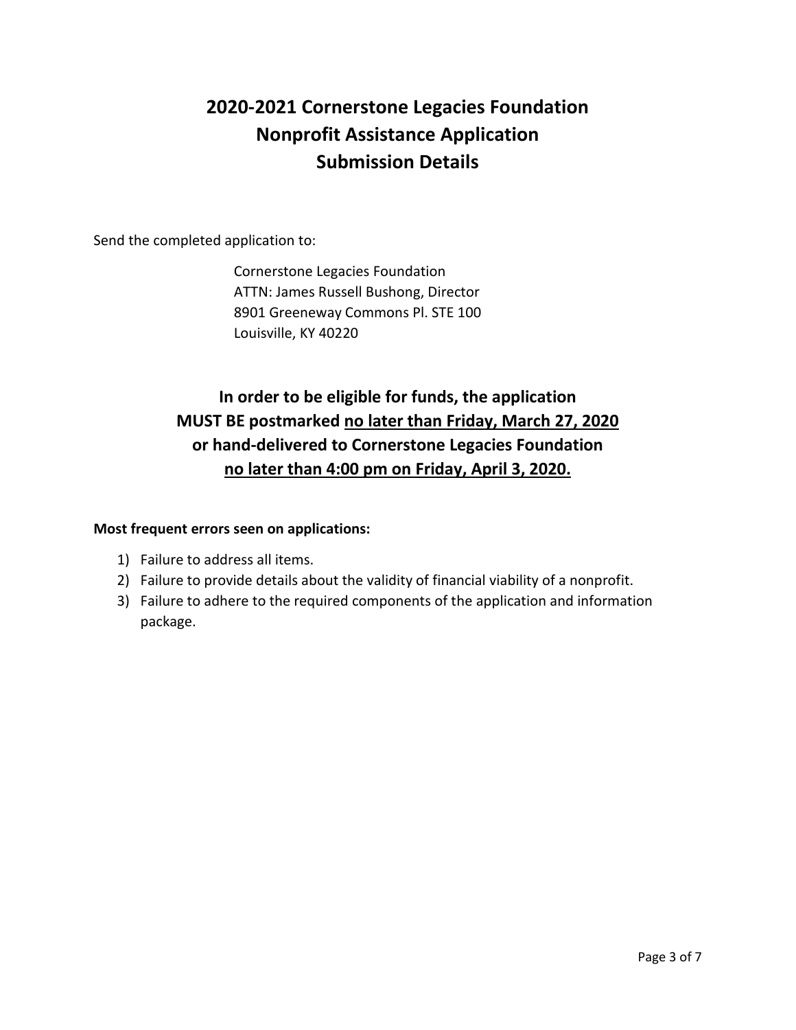# 2020-2021 Cornerstone Legacies Foundation
# Nonprofit Assistance Application
# Submission Details

Send the completed application to:

Cornerstone Legacies Foundation
ATTN: James Russell Bushong, Director
8901 Greeneway Commons Pl. STE 100
Louisville, KY 40220

**In order to be eligible for funds, the application MUST BE postmarked <u>no later than Friday, March 27, 2020</u> or hand-delivered to Cornerstone Legacies Foundation <u>no later than 4:00 pm on Friday, April 3, 2020.</u>**

**Most frequent errors seen on applications:**

1) Failure to address all items.
2) Failure to provide details about the validity of financial viability of a nonprofit.
3) Failure to adhere to the required components of the application and information package.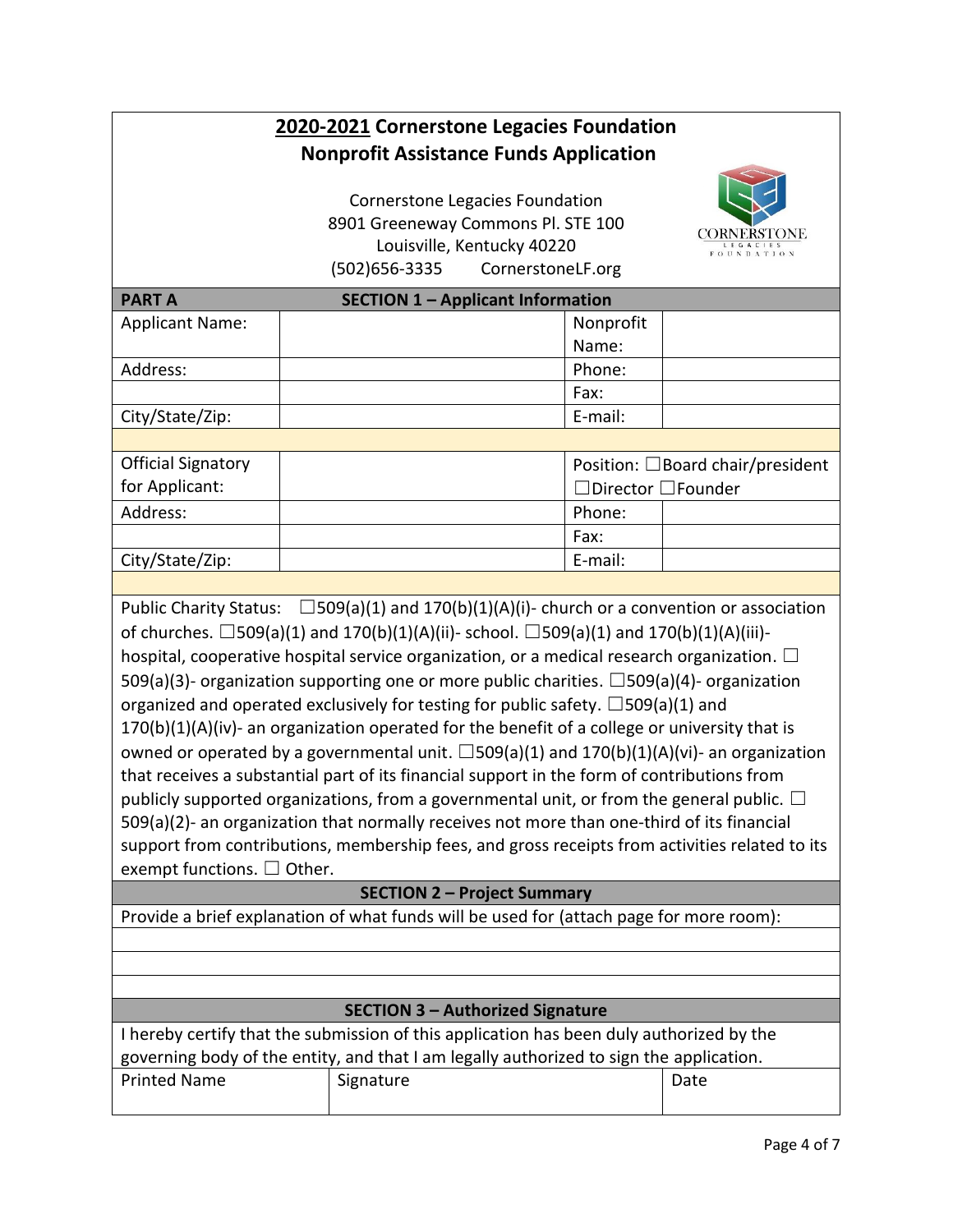# 2020-2021 Cornerstone Legacies Foundation Nonprofit Assistance Funds Application

Cornerstone Legacies Foundation
8901 Greeneway Commons Pl. STE 100
Louisville, Kentucky 40220
(502)656-3335 CornerstoneLF.org

## PART A — SECTION 1 – Applicant Information

| Applicant Name: | | Nonprofit Name: | |
|---|---|---|---|
| Address: | | Phone: | |
| | | Fax: | |
| City/State/Zip: | | E-mail: | |
| | | | |
| Official Signatory for Applicant: | | Position: ☐Board chair/president ☐Director ☐Founder | |
| Address: | | Phone: | |
| | | Fax: | |
| City/State/Zip: | | E-mail: | |

Public Charity Status: ☐509(a)(1) and 170(b)(1)(A)(i)- church or a convention or association of churches. ☐509(a)(1) and 170(b)(1)(A)(ii)- school. ☐509(a)(1) and 170(b)(1)(A)(iii)- hospital, cooperative hospital service organization, or a medical research organization. ☐ 509(a)(3)- organization supporting one or more public charities. ☐509(a)(4)- organization organized and operated exclusively for testing for public safety. ☐509(a)(1) and 170(b)(1)(A)(iv)- an organization operated for the benefit of a college or university that is owned or operated by a governmental unit. ☐509(a)(1) and 170(b)(1)(A)(vi)- an organization that receives a substantial part of its financial support in the form of contributions from publicly supported organizations, from a governmental unit, or from the general public. ☐ 509(a)(2)- an organization that normally receives not more than one-third of its financial support from contributions, membership fees, and gross receipts from activities related to its exempt functions. ☐ Other.

## SECTION 2 – Project Summary

Provide a brief explanation of what funds will be used for (attach page for more room):

## SECTION 3 – Authorized Signature

I hereby certify that the submission of this application has been duly authorized by the governing body of the entity, and that I am legally authorized to sign the application.

| Printed Name | Signature | Date |
|---|---|---|
| | | |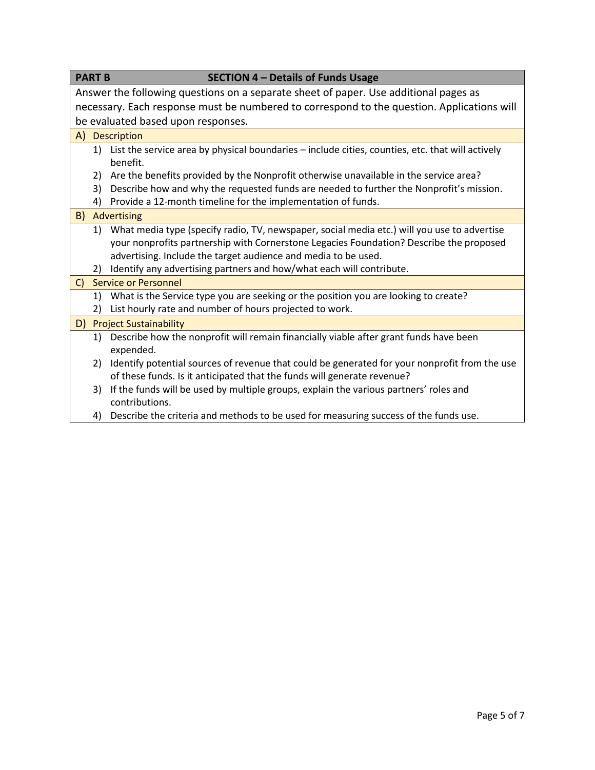## PART B — SECTION 4 – Details of Funds Usage

Answer the following questions on a separate sheet of paper. Use additional pages as necessary. Each response must be numbered to correspond to the question. Applications will be evaluated based upon responses.

### A) Description

1) List the service area by physical boundaries – include cities, counties, etc. that will actively benefit.
2) Are the benefits provided by the Nonprofit otherwise unavailable in the service area?
3) Describe how and why the requested funds are needed to further the Nonprofit's mission.
4) Provide a 12-month timeline for the implementation of funds.

### B) Advertising

1) What media type (specify radio, TV, newspaper, social media etc.) will you use to advertise your nonprofits partnership with Cornerstone Legacies Foundation? Describe the proposed advertising. Include the target audience and media to be used.
2) Identify any advertising partners and how/what each will contribute.

### C) Service or Personnel

1) What is the Service type you are seeking or the position you are looking to create?
2) List hourly rate and number of hours projected to work.

### D) Project Sustainability

1) Describe how the nonprofit will remain financially viable after grant funds have been expended.
2) Identify potential sources of revenue that could be generated for your nonprofit from the use of these funds. Is it anticipated that the funds will generate revenue?
3) If the funds will be used by multiple groups, explain the various partners' roles and contributions.
4) Describe the criteria and methods to be used for measuring success of the funds use.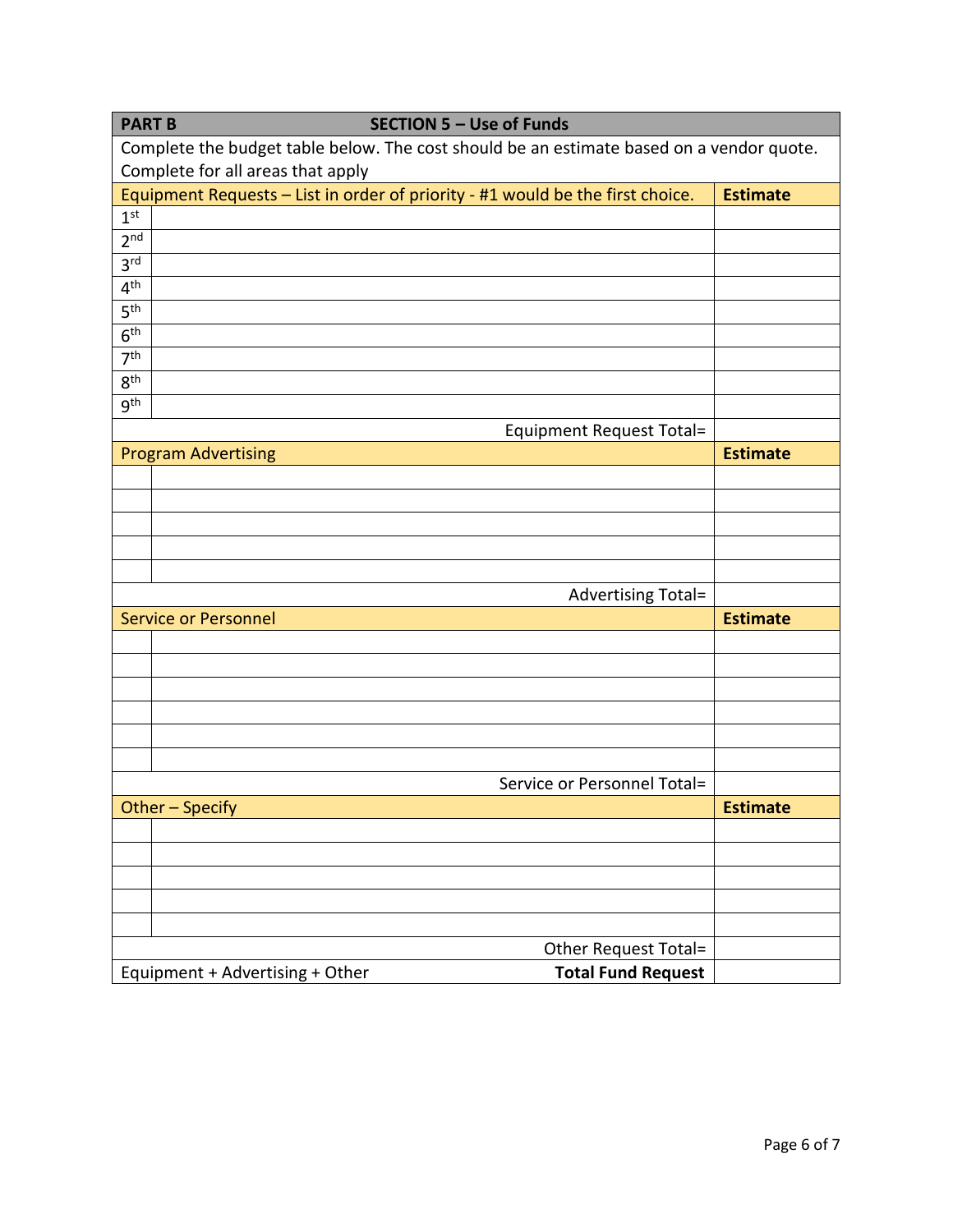| **PART B** | **SECTION 5 – Use of Funds** | |
|---|---|---|
| Complete the budget table below. The cost should be an estimate based on a vendor quote. Complete for all areas that apply | | |
| Equipment Requests – List in order of priority - #1 would be the first choice. | | **Estimate** |
| 1st | | |
| 2nd | | |
| 3rd | | |
| 4th | | |
| 5th | | |
| 6th | | |
| 7th | | |
| 8th | | |
| 9th | | |
| | Equipment Request Total= | |
| Program Advertising | | **Estimate** |
| | | |
| | | |
| | | |
| | | |
| | | |
| | Advertising Total= | |
| Service or Personnel | | **Estimate** |
| | | |
| | | |
| | | |
| | | |
| | | |
| | | |
| | Service or Personnel Total= | |
| Other – Specify | | **Estimate** |
| | | |
| | | |
| | | |
| | | |
| | | |
| | Other Request Total= | |
| Equipment + Advertising + Other | **Total Fund Request** | |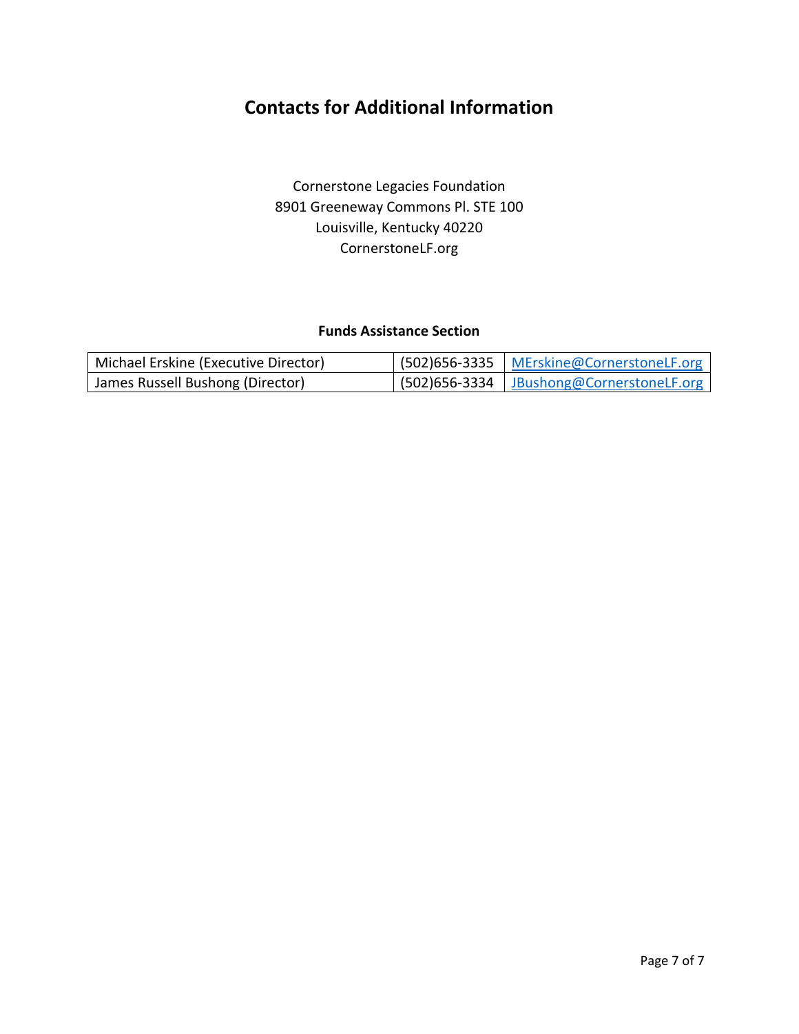# Contacts for Additional Information

Cornerstone Legacies Foundation
8901 Greeneway Commons Pl. STE 100
Louisville, Kentucky 40220
CornerstoneLF.org

**Funds Assistance Section**

| | | |
|---|---|---|
| Michael Erskine (Executive Director) | (502)656-3335 | MErskine@CornerstoneLF.org |
| James Russell Bushong (Director) | (502)656-3334 | JBushong@CornerstoneLF.org |